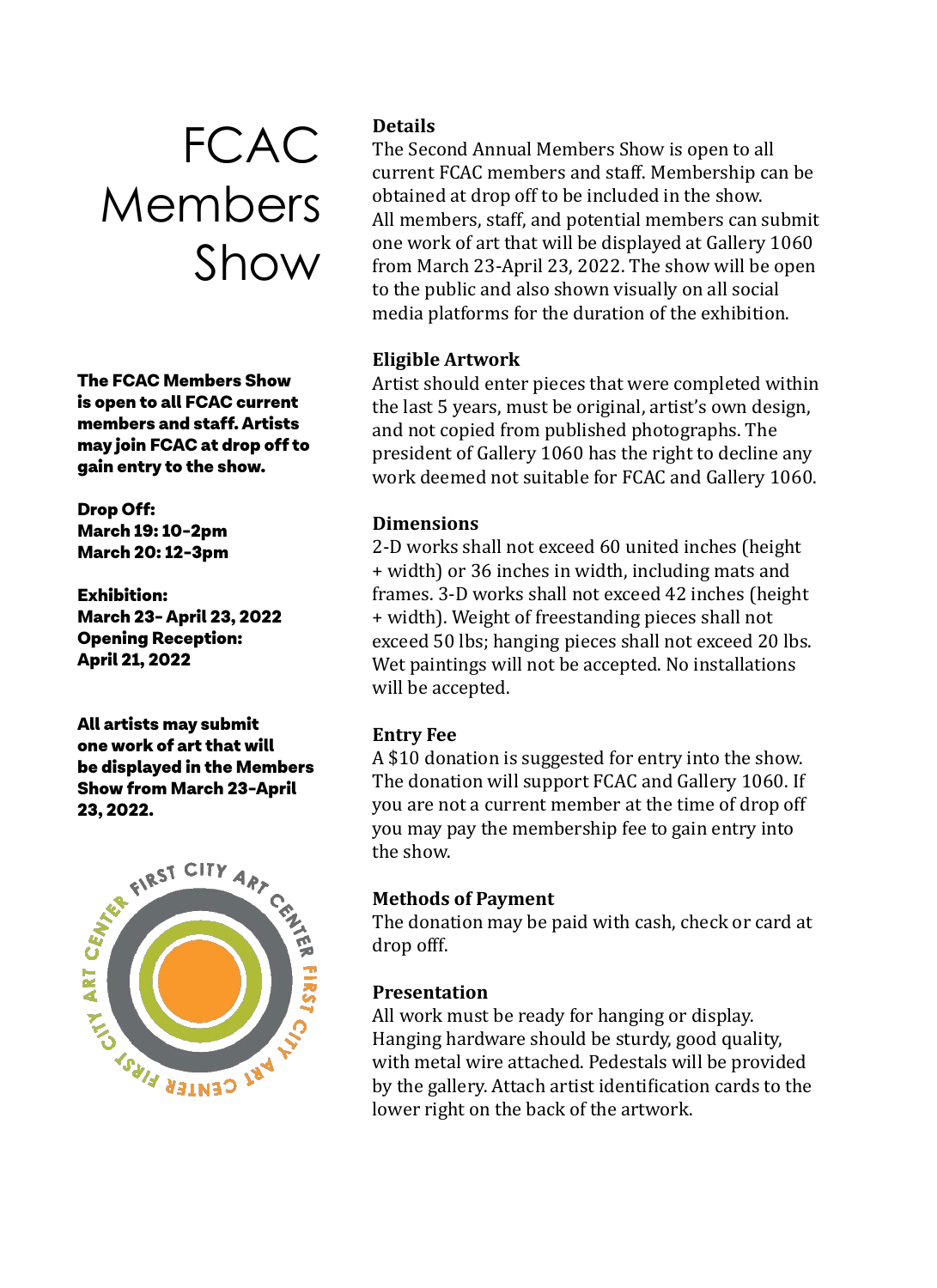# FCAC Members Show

**The FCAC Members Show is open to all FCAC current members and staff. Artists may join FCAC at drop off to gain entry to the show.**

**Drop Off:**
**March 19: 10-2pm**
**March 20: 12-3pm**

**Exhibition:**
**March 23- April 23, 2022**
**Opening Reception:**
**April 21, 2022**

**All artists may submit one work of art that will be displayed in the Members Show from March 23-April 23, 2022.**

FIRST CITY ART CENTER FIRST CITY ART CENTER

### Details

The Second Annual Members Show is open to all current FCAC members and staff. Membership can be obtained at drop off to be included in the show.
All members, staff, and potential members can submit one work of art that will be displayed at Gallery 1060 from March 23-April 23, 2022. The show will be open to the public and also shown visually on all social media platforms for the duration of the exhibition.

### Eligible Artwork

Artist should enter pieces that were completed within the last 5 years, must be original, artist's own design, and not copied from published photographs. The president of Gallery 1060 has the right to decline any work deemed not suitable for FCAC and Gallery 1060.

### Dimensions

2-D works shall not exceed 60 united inches (height + width) or 36 inches in width, including mats and frames. 3-D works shall not exceed 42 inches (height + width). Weight of freestanding pieces shall not exceed 50 lbs; hanging pieces shall not exceed 20 lbs. Wet paintings will not be accepted. No installations will be accepted.

### Entry Fee

A $10 donation is suggested for entry into the show. The donation will support FCAC and Gallery 1060. If you are not a current member at the time of drop off you may pay the membership fee to gain entry into the show.

### Methods of Payment

The donation may be paid with cash, check or card at drop offf.

### Presentation

All work must be ready for hanging or display. Hanging hardware should be sturdy, good quality, with metal wire attached. Pedestals will be provided by the gallery. Attach artist identification cards to the lower right on the back of the artwork.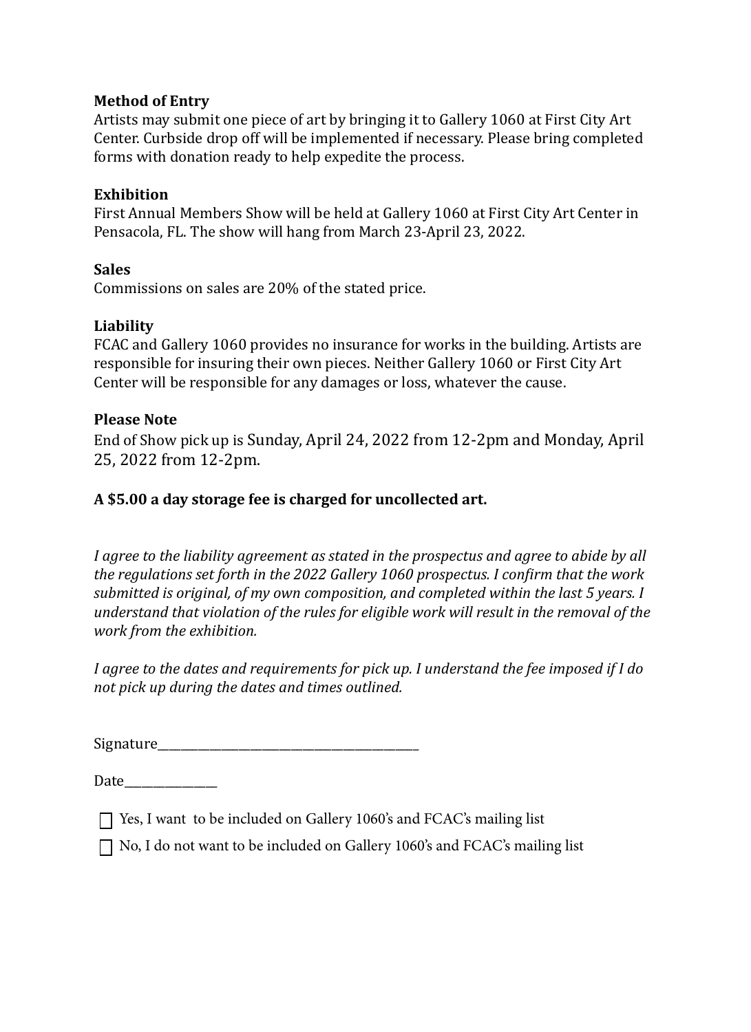**Method of Entry**
Artists may submit one piece of art by bringing it to Gallery 1060 at First City Art Center. Curbside drop off will be implemented if necessary. Please bring completed forms with donation ready to help expedite the process.

**Exhibition**
First Annual Members Show will be held at Gallery 1060 at First City Art Center in Pensacola, FL. The show will hang from March 23-April 23, 2022.

**Sales**
Commissions on sales are 20% of the stated price.

**Liability**
FCAC and Gallery 1060 provides no insurance for works in the building. Artists are responsible for insuring their own pieces. Neither Gallery 1060 or First City Art Center will be responsible for any damages or loss, whatever the cause.

**Please Note**
End of Show pick up is Sunday, April 24, 2022 from 12-2pm and Monday, April 25, 2022 from 12-2pm.

**A $5.00 a day storage fee is charged for uncollected art.**

*I agree to the liability agreement as stated in the prospectus and agree to abide by all the regulations set forth in the 2022 Gallery 1060 prospectus. I confirm that the work submitted is original, of my own composition, and completed within the last 5 years. I understand that violation of the rules for eligible work will result in the removal of the work from the exhibition.*

*I agree to the dates and requirements for pick up. I understand the fee imposed if I do not pick up during the dates and times outlined.*

Signature_________________________________________

Date_______________

☐ Yes, I want to be included on Gallery 1060's and FCAC's mailing list

☐ No, I do not want to be included on Gallery 1060's and FCAC's mailing list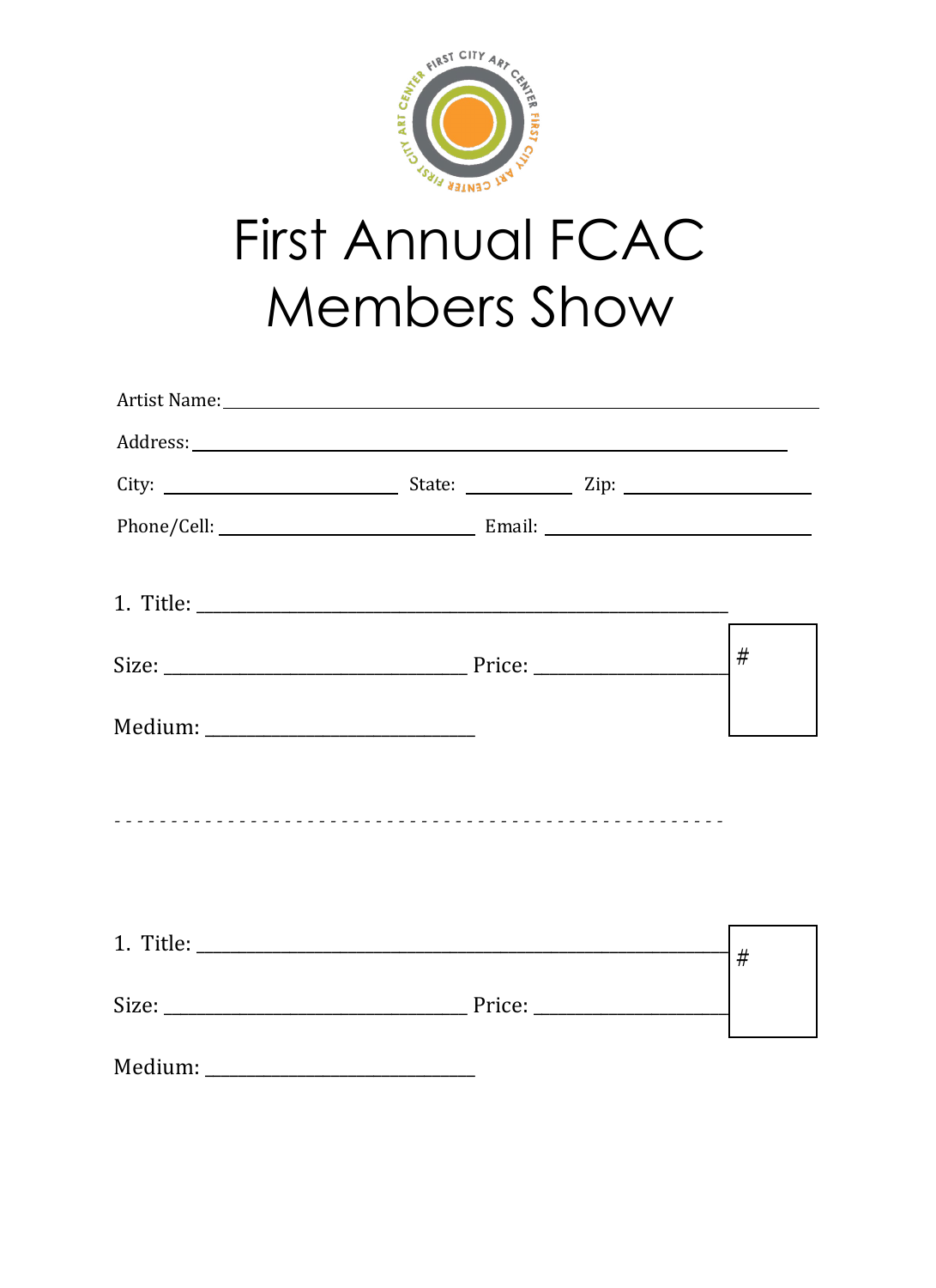# First Annual FCAC Members Show

Artist Name: ________________________________________________

Address: ___________________________________________________

City: ____________________ State: __________ Zip: _______________

Phone/Cell: ______________________ Email: ______________________

1. Title: ___________________________________________________

Size: ___________________________ Price: ________________ #

Medium: _________________________

- - - - - - - - - - - - - - - - - - - - - - - - - - - - - - - - - - - - - - - - - - - - - - - - - - - - - -

1. Title: ___________________________________________________ #

Size: ___________________________ Price: ________________

Medium: _________________________